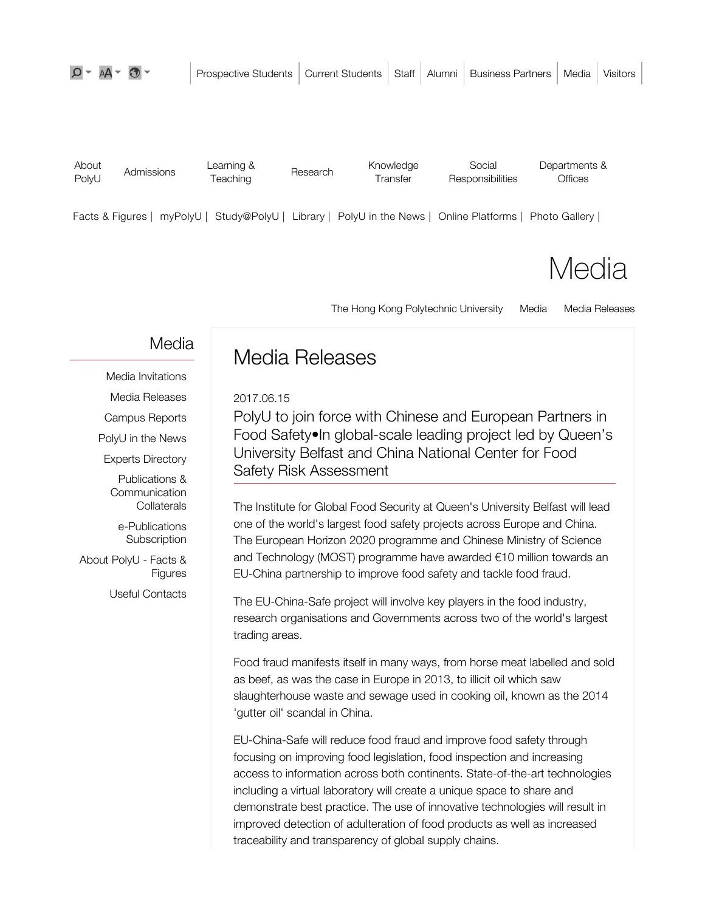Prospective Students | Current Students | Staff | Alumni | Business Partners | Media | Visitors

About PolyU | Admissions | Learning & Teaching | Research | Knowledge Transfer | Social Responsibilities | Departments & Offices

Facts & Figures | myPolyU | Study@PolyU | Library | PolyU in the News | Online Platforms | Photo Gallery |

# Media

The Hong Kong Polytechnic University   Media   Media Releases

## Media

- Media Invitations
- Media Releases
- Campus Reports
- PolyU in the News
- Experts Directory
- Publications & Communication Collaterals
- e-Publications Subscription
- About PolyU - Facts & Figures
- Useful Contacts

## Media Releases

2017.06.15

### PolyU to join force with Chinese and European Partners in Food Safety•In global-scale leading project led by Queen's University Belfast and China National Center for Food Safety Risk Assessment

The Institute for Global Food Security at Queen's University Belfast will lead one of the world's largest food safety projects across Europe and China. The European Horizon 2020 programme and Chinese Ministry of Science and Technology (MOST) programme have awarded €10 million towards an EU-China partnership to improve food safety and tackle food fraud.

The EU-China-Safe project will involve key players in the food industry, research organisations and Governments across two of the world's largest trading areas.

Food fraud manifests itself in many ways, from horse meat labelled and sold as beef, as was the case in Europe in 2013, to illicit oil which saw slaughterhouse waste and sewage used in cooking oil, known as the 2014 'gutter oil' scandal in China.

EU-China-Safe will reduce food fraud and improve food safety through focusing on improving food legislation, food inspection and increasing access to information across both continents. State-of-the-art technologies including a virtual laboratory will create a unique space to share and demonstrate best practice. The use of innovative technologies will result in improved detection of adulteration of food products as well as increased traceability and transparency of global supply chains.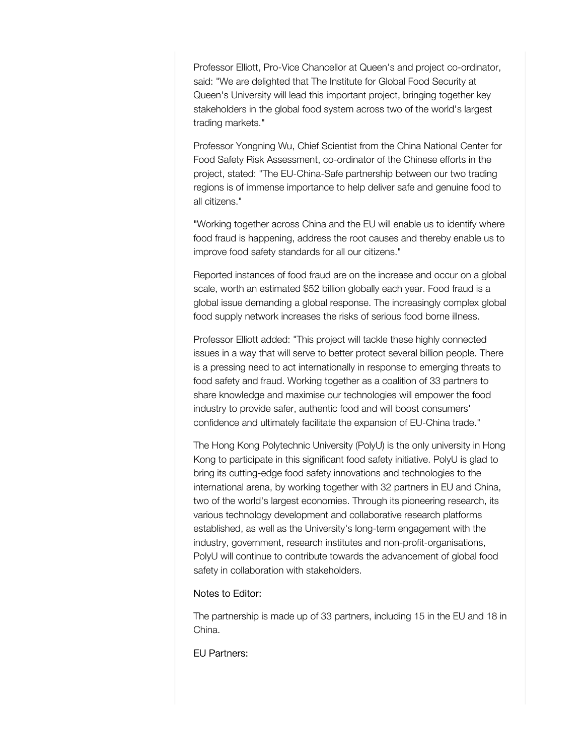Professor Elliott, Pro-Vice Chancellor at Queen's and project co-ordinator, said: "We are delighted that The Institute for Global Food Security at Queen's University will lead this important project, bringing together key stakeholders in the global food system across two of the world's largest trading markets."

Professor Yongning Wu, Chief Scientist from the China National Center for Food Safety Risk Assessment, co-ordinator of the Chinese efforts in the project, stated: "The EU-China-Safe partnership between our two trading regions is of immense importance to help deliver safe and genuine food to all citizens."

"Working together across China and the EU will enable us to identify where food fraud is happening, address the root causes and thereby enable us to improve food safety standards for all our citizens."

Reported instances of food fraud are on the increase and occur on a global scale, worth an estimated $52 billion globally each year. Food fraud is a global issue demanding a global response. The increasingly complex global food supply network increases the risks of serious food borne illness.

Professor Elliott added: "This project will tackle these highly connected issues in a way that will serve to better protect several billion people. There is a pressing need to act internationally in response to emerging threats to food safety and fraud. Working together as a coalition of 33 partners to share knowledge and maximise our technologies will empower the food industry to provide safer, authentic food and will boost consumers' confidence and ultimately facilitate the expansion of EU-China trade."

The Hong Kong Polytechnic University (PolyU) is the only university in Hong Kong to participate in this significant food safety initiative. PolyU is glad to bring its cutting-edge food safety innovations and technologies to the international arena, by working together with 32 partners in EU and China, two of the world's largest economies. Through its pioneering research, its various technology development and collaborative research platforms established, as well as the University's long-term engagement with the industry, government, research institutes and non-profit-organisations, PolyU will continue to contribute towards the advancement of global food safety in collaboration with stakeholders.

Notes to Editor:

The partnership is made up of 33 partners, including 15 in the EU and 18 in China.

EU Partners: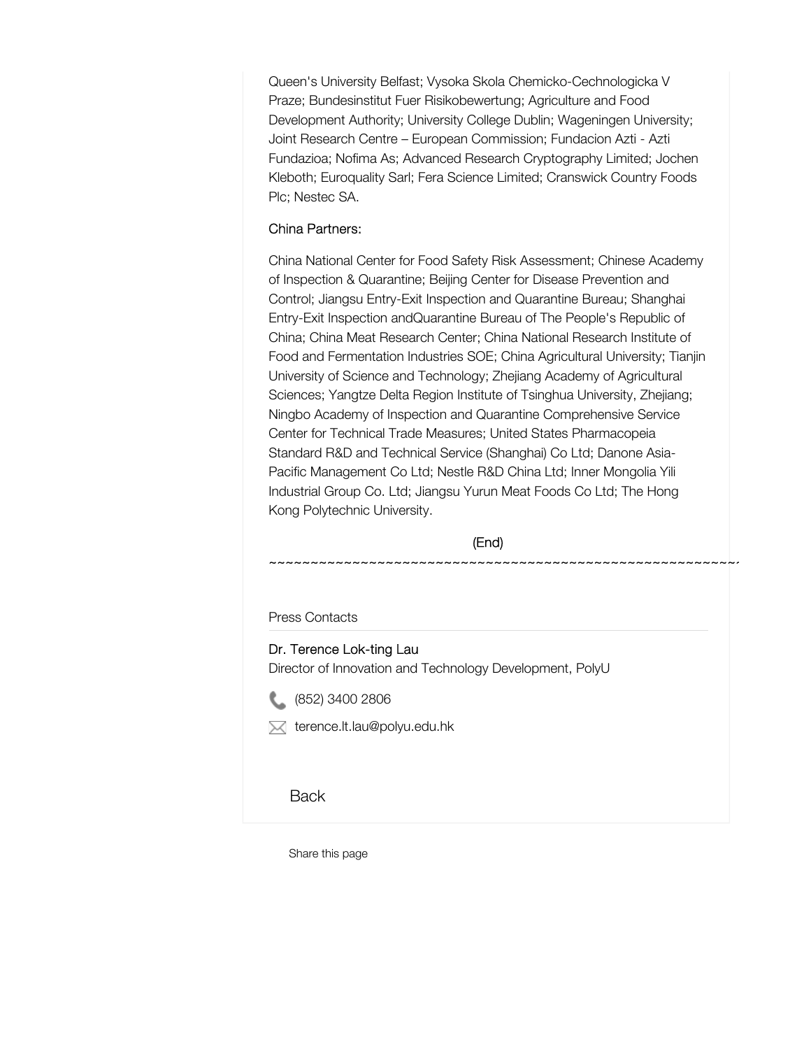Queen's University Belfast; Vysoka Skola Chemicko-Cechnologicka V Praze; Bundesinstitut Fuer Risikobewertung; Agriculture and Food Development Authority; University College Dublin; Wageningen University; Joint Research Centre – European Commission; Fundacion Azti - Azti Fundazioa; Nofima As; Advanced Research Cryptography Limited; Jochen Kleboth; Euroquality Sarl; Fera Science Limited; Cranswick Country Foods Plc; Nestec SA.

China Partners:

China National Center for Food Safety Risk Assessment; Chinese Academy of Inspection & Quarantine; Beijing Center for Disease Prevention and Control; Jiangsu Entry-Exit Inspection and Quarantine Bureau; Shanghai Entry-Exit Inspection andQuarantine Bureau of The People's Republic of China; China Meat Research Center; China National Research Institute of Food and Fermentation Industries SOE; China Agricultural University; Tianjin University of Science and Technology; Zhejiang Academy of Agricultural Sciences; Yangtze Delta Region Institute of Tsinghua University, Zhejiang; Ningbo Academy of Inspection and Quarantine Comprehensive Service Center for Technical Trade Measures; United States Pharmacopeia Standard R&D and Technical Service (Shanghai) Co Ltd; Danone Asia-Pacific Management Co Ltd; Nestle R&D China Ltd; Inner Mongolia Yili Industrial Group Co. Ltd; Jiangsu Yurun Meat Foods Co Ltd; The Hong Kong Polytechnic University.

(End)

~~~~~~~~~~~~~~~~~~~~~~~~~~~~~~~~~~~~~~~~~~~~~~~~~~~~~~~~~~

Press Contacts

Dr. Terence Lok-ting Lau
Director of Innovation and Technology Development, PolyU

(852) 3400 2806

terence.lt.lau@polyu.edu.hk

Back

Share this page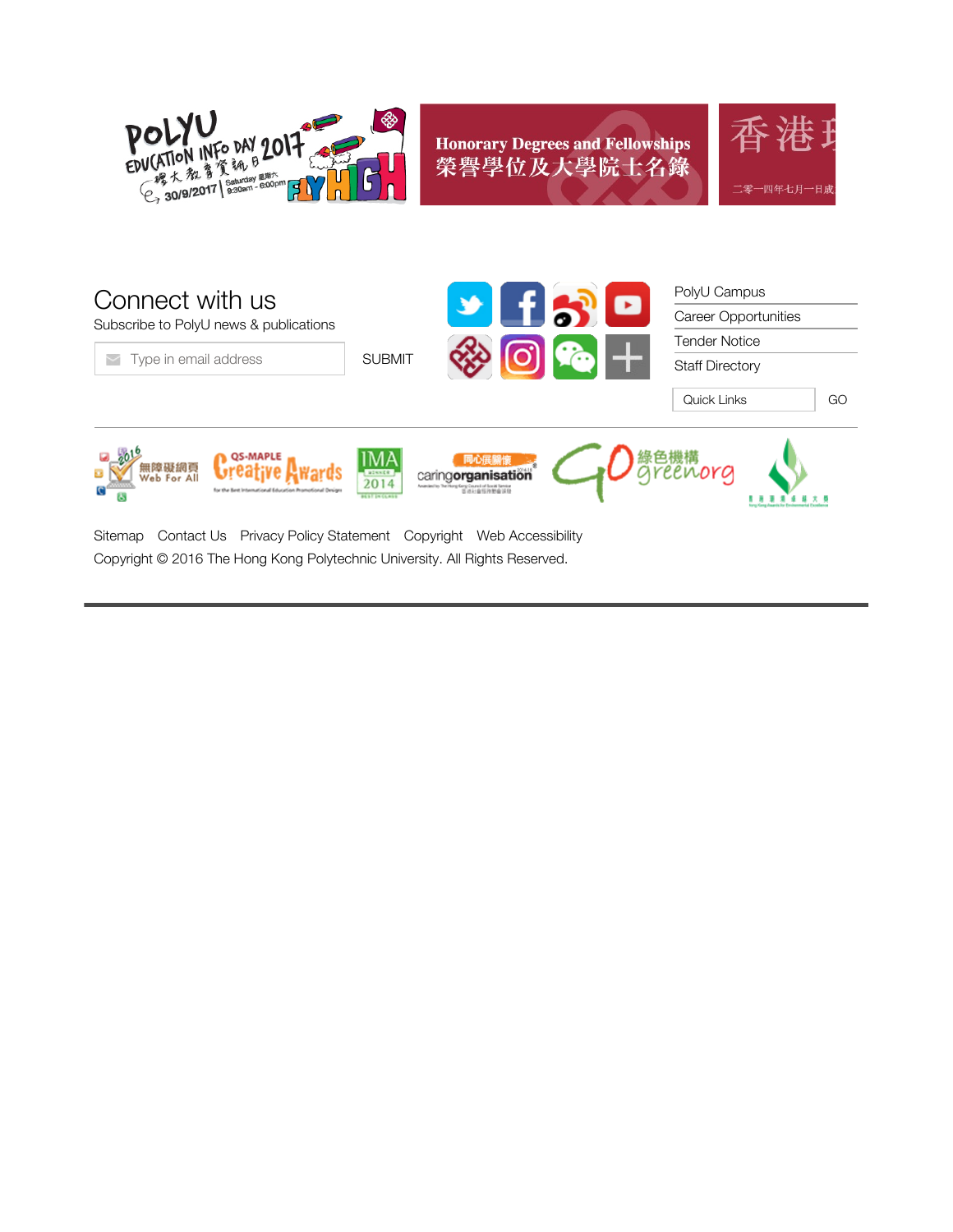Honorary Degrees and Fellowships
榮譽學位及大學院士名錄

## Connect with us

Subscribe to PolyU news & publications

Type in email address

SUBMIT

- PolyU Campus
- Career Opportunities
- Tender Notice
- Staff Directory

Quick Links

GO

Sitemap Contact Us Privacy Policy Statement Copyright Web Accessibility

Copyright © 2016 The Hong Kong Polytechnic University. All Rights Reserved.